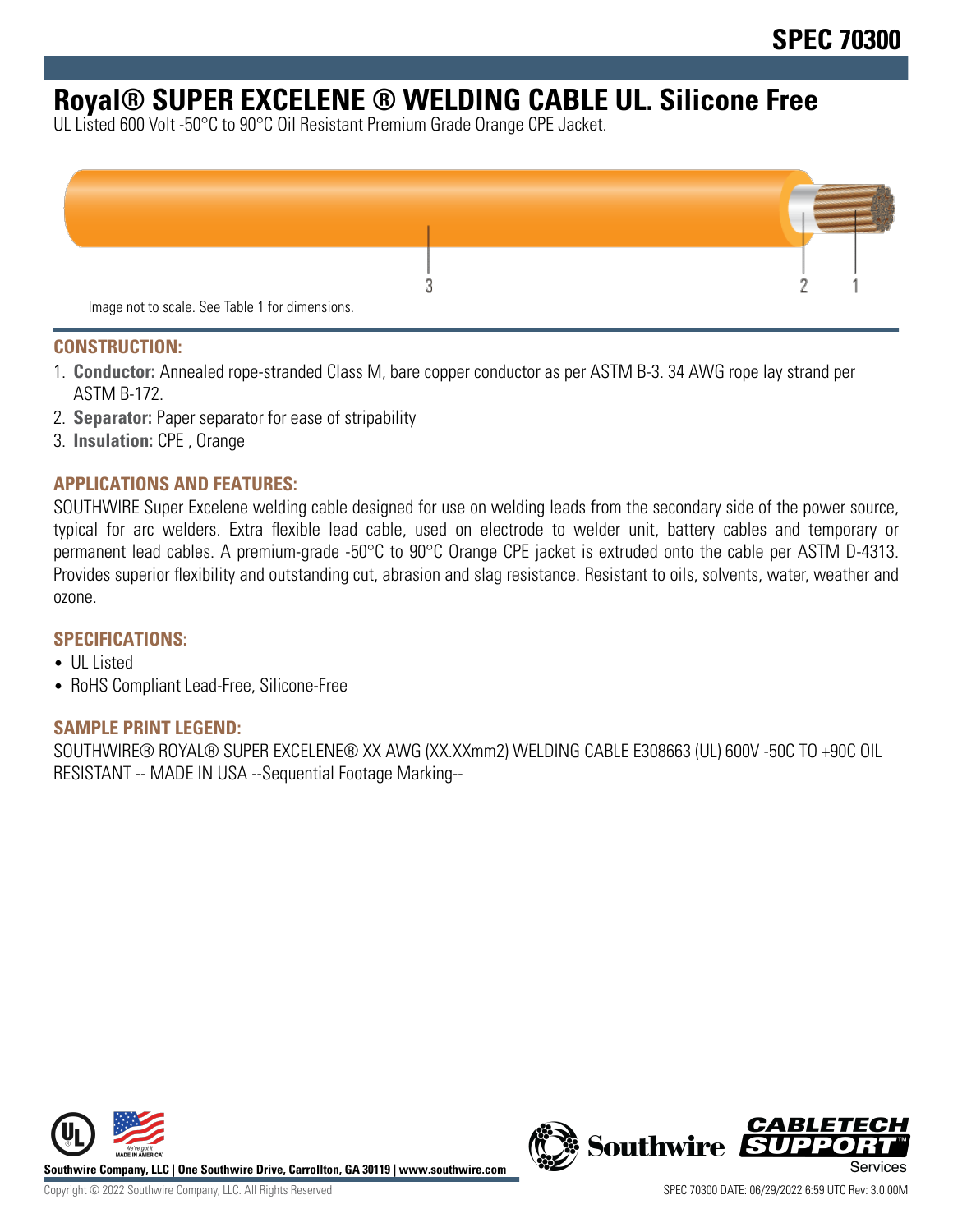# SPEC 70300

# Royal® SUPER EXCELENE ® WELDING CABLE UL. Silicone Free

UL Listed 600 Volt -50°C to 90°C Oil Resistant Premium Grade Orange CPE Jacket.

Image not to scale. See Table 1 for dimensions.

## CONSTRUCTION:

1. **Conductor:** Annealed rope-stranded Class M, bare copper conductor as per ASTM B-3. 34 AWG rope lay strand per ASTM B-172.
2. **Separator:** Paper separator for ease of stripability
3. **Insulation:** CPE , Orange

## APPLICATIONS AND FEATURES:

SOUTHWIRE Super Excelene welding cable designed for use on welding leads from the secondary side of the power source, typical for arc welders. Extra flexible lead cable, used on electrode to welder unit, battery cables and temporary or permanent lead cables. A premium-grade -50°C to 90°C Orange CPE jacket is extruded onto the cable per ASTM D-4313. Provides superior flexibility and outstanding cut, abrasion and slag resistance. Resistant to oils, solvents, water, weather and ozone.

## SPECIFICATIONS:

- UL Listed
- RoHS Compliant Lead-Free, Silicone-Free

## SAMPLE PRINT LEGEND:

SOUTHWIRE® ROYAL® SUPER EXCELENE® XX AWG (XX.XXmm2) WELDING CABLE E308663 (UL) 600V -50C TO +90C OIL RESISTANT -- MADE IN USA --Sequential Footage Marking--

**Southwire Company, LLC | One Southwire Drive, Carrollton, GA 30119 | www.southwire.com**

Copyright © 2022 Southwire Company, LLC. All Rights Reserved

SPEC 70300 DATE: 06/29/2022 6:59 UTC Rev: 3.0.00M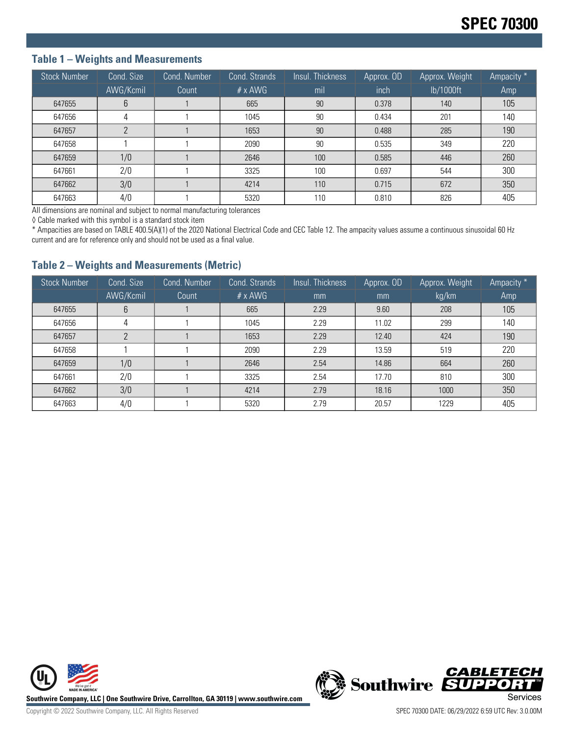### Table 1 – Weights and Measurements

| Stock Number | Cond. Size | Cond. Number | Cond. Strands | Insul. Thickness | Approx. OD | Approx. Weight | Ampacity * |
|---|---|---|---|---|---|---|---|
| | AWG/Kcmil | Count | # x AWG | mil | inch | lb/1000ft | Amp |
| 647655 | 6 | 1 | 665 | 90 | 0.378 | 140 | 105 |
| 647656 | 4 | 1 | 1045 | 90 | 0.434 | 201 | 140 |
| 647657 | 2 | 1 | 1653 | 90 | 0.488 | 285 | 190 |
| 647658 | 1 | 1 | 2090 | 90 | 0.535 | 349 | 220 |
| 647659 | 1/0 | 1 | 2646 | 100 | 0.585 | 446 | 260 |
| 647661 | 2/0 | 1 | 3325 | 100 | 0.697 | 544 | 300 |
| 647662 | 3/0 | 1 | 4214 | 110 | 0.715 | 672 | 350 |
| 647663 | 4/0 | 1 | 5320 | 110 | 0.810 | 826 | 405 |

All dimensions are nominal and subject to normal manufacturing tolerances

◊ Cable marked with this symbol is a standard stock item

* Ampacities are based on TABLE 400.5(A)(1) of the 2020 National Electrical Code and CEC Table 12. The ampacity values assume a continuous sinusoidal 60 Hz current and are for reference only and should not be used as a final value.

### Table 2 – Weights and Measurements (Metric)

| Stock Number | Cond. Size | Cond. Number | Cond. Strands | Insul. Thickness | Approx. OD | Approx. Weight | Ampacity * |
|---|---|---|---|---|---|---|---|
| | AWG/Kcmil | Count | # x AWG | mm | mm | kg/km | Amp |
| 647655 | 6 | 1 | 665 | 2.29 | 9.60 | 208 | 105 |
| 647656 | 4 | 1 | 1045 | 2.29 | 11.02 | 299 | 140 |
| 647657 | 2 | 1 | 1653 | 2.29 | 12.40 | 424 | 190 |
| 647658 | 1 | 1 | 2090 | 2.29 | 13.59 | 519 | 220 |
| 647659 | 1/0 | 1 | 2646 | 2.54 | 14.86 | 664 | 260 |
| 647661 | 2/0 | 1 | 3325 | 2.54 | 17.70 | 810 | 300 |
| 647662 | 3/0 | 1 | 4214 | 2.79 | 18.16 | 1000 | 350 |
| 647663 | 4/0 | 1 | 5320 | 2.79 | 20.57 | 1229 | 405 |

Southwire Company, LLC | One Southwire Drive, Carrollton, GA 30119 | www.southwire.com

Copyright © 2022 Southwire Company, LLC. All Rights Reserved

SPEC 70300 DATE: 06/29/2022 6:59 UTC Rev: 3.0.00M